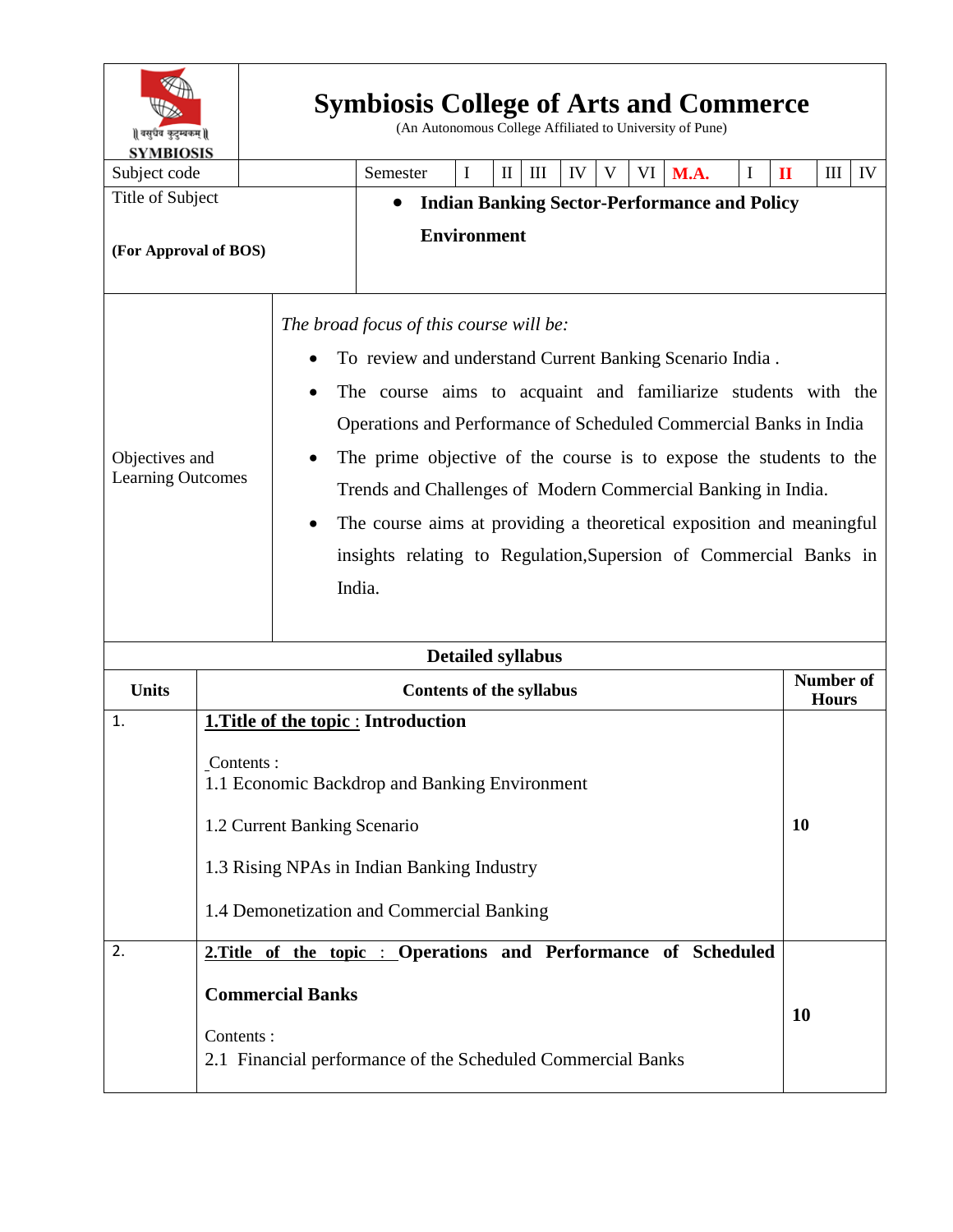# Symbiosis College of Arts and Commerce

(An Autonomous College Affiliated to University of Pune)

| Subject code | | Semester | I | II | III | IV | V | VI | **M.A.** | I | **II** | III | IV |
|---|---|---|---|---|---|---|---|---|---|---|---|---|---|

| Title of Subject<br><br>**(For Approval of BOS)** | • **Indian Banking Sector-Performance and Policy Environment** |
|---|---|
| Objectives and Learning Outcomes | *The broad focus of this course will be:*<br>• To review and understand Current Banking Scenario India .<br>• The course aims to acquaint and familiarize students with the Operations and Performance of Scheduled Commercial Banks in India<br>• The prime objective of the course is to expose the students to the Trends and Challenges of Modern Commercial Banking in India.<br>• The course aims at providing a theoretical exposition and meaningful insights relating to Regulation,Supersion of Commercial Banks in India. |

**Detailed syllabus**

| Units | Contents of the syllabus | Number of Hours |
|---|---|---|
| 1. | **1.Title of the topic : Introduction**<br><br>Contents :<br>1.1 Economic Backdrop and Banking Environment<br><br>1.2 Current Banking Scenario<br><br>1.3 Rising NPAs in Indian Banking Industry<br><br>1.4 Demonetization and Commercial Banking | **10** |
| 2. | **2.Title of the topic : Operations and Performance of Scheduled Commercial Banks**<br><br>Contents :<br>2.1 Financial performance of the Scheduled Commercial Banks | **10** |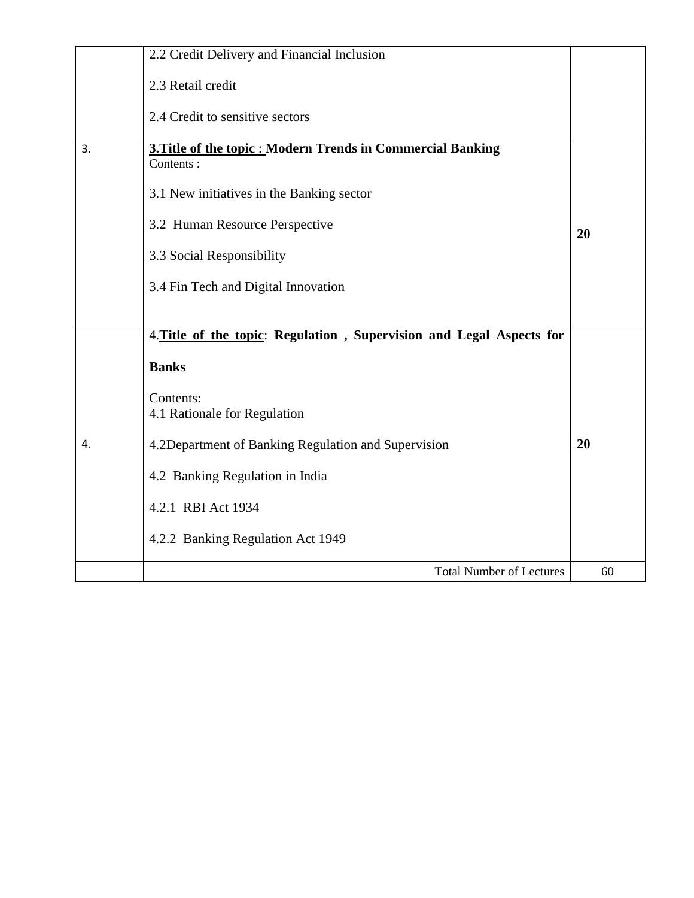| | | |
|---|---|---|
| | 2.2 Credit Delivery and Financial Inclusion<br><br>2.3 Retail credit<br><br>2.4 Credit to sensitive sectors | |
| 3. | **3.Title of the topic : Modern Trends in Commercial Banking**<br>Contents :<br><br>3.1 New initiatives in the Banking sector<br><br>3.2 Human Resource Perspective<br><br>3.3 Social Responsibility<br><br>3.4 Fin Tech and Digital Innovation | **20** |
| 4. | 4.**Title of the topic**: **Regulation , Supervision and Legal Aspects for Banks**<br><br>Contents:<br>4.1 Rationale for Regulation<br><br>4.2Department of Banking Regulation and Supervision<br><br>4.2 Banking Regulation in India<br><br>4.2.1 RBI Act 1934<br><br>4.2.2 Banking Regulation Act 1949 | **20** |
| | Total Number of Lectures | 60 |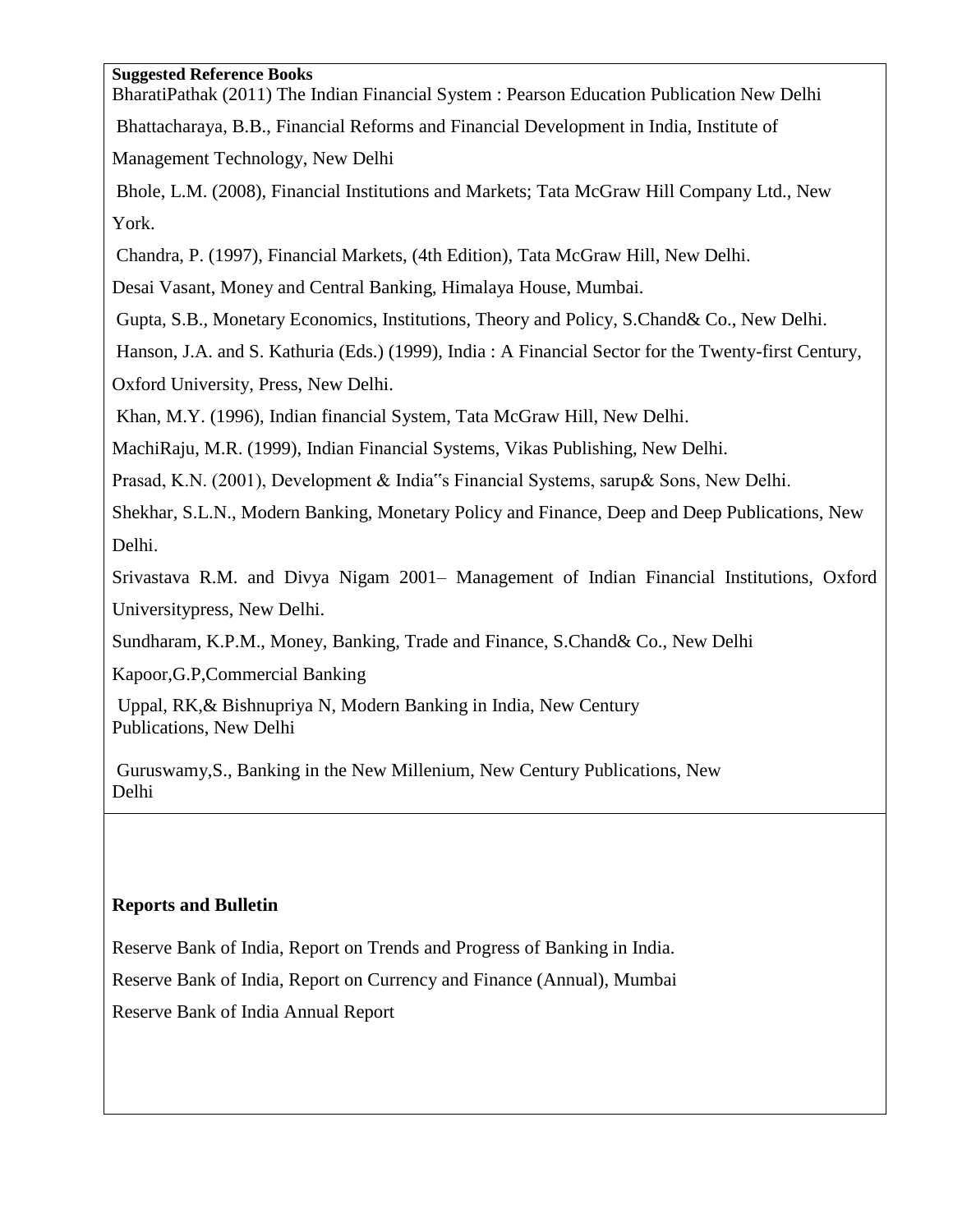**Suggested Reference Books**

BharatiPathak (2011) The Indian Financial System : Pearson Education Publication New Delhi

Bhattacharaya, B.B., Financial Reforms and Financial Development in India, Institute of Management Technology, New Delhi

Bhole, L.M. (2008), Financial Institutions and Markets; Tata McGraw Hill Company Ltd., New York.

Chandra, P. (1997), Financial Markets, (4th Edition), Tata McGraw Hill, New Delhi.

Desai Vasant, Money and Central Banking, Himalaya House, Mumbai.

Gupta, S.B., Monetary Economics, Institutions, Theory and Policy, S.Chand& Co., New Delhi.

Hanson, J.A. and S. Kathuria (Eds.) (1999), India : A Financial Sector for the Twenty-first Century, Oxford University, Press, New Delhi.

Khan, M.Y. (1996), Indian financial System, Tata McGraw Hill, New Delhi.

MachiRaju, M.R. (1999), Indian Financial Systems, Vikas Publishing, New Delhi.

Prasad, K.N. (2001), Development & India"s Financial Systems, sarup& Sons, New Delhi.

Shekhar, S.L.N., Modern Banking, Monetary Policy and Finance, Deep and Deep Publications, New Delhi.

Srivastava R.M. and Divya Nigam 2001– Management of Indian Financial Institutions, Oxford Universitypress, New Delhi.

Sundharam, K.P.M., Money, Banking, Trade and Finance, S.Chand& Co., New Delhi

Kapoor,G.P,Commercial Banking

Uppal, RK,& Bishnupriya N, Modern Banking in India, New Century Publications, New Delhi

Guruswamy,S., Banking in the New Millenium, New Century Publications, New Delhi

**Reports and Bulletin**

Reserve Bank of India, Report on Trends and Progress of Banking in India.

Reserve Bank of India, Report on Currency and Finance (Annual), Mumbai

Reserve Bank of India Annual Report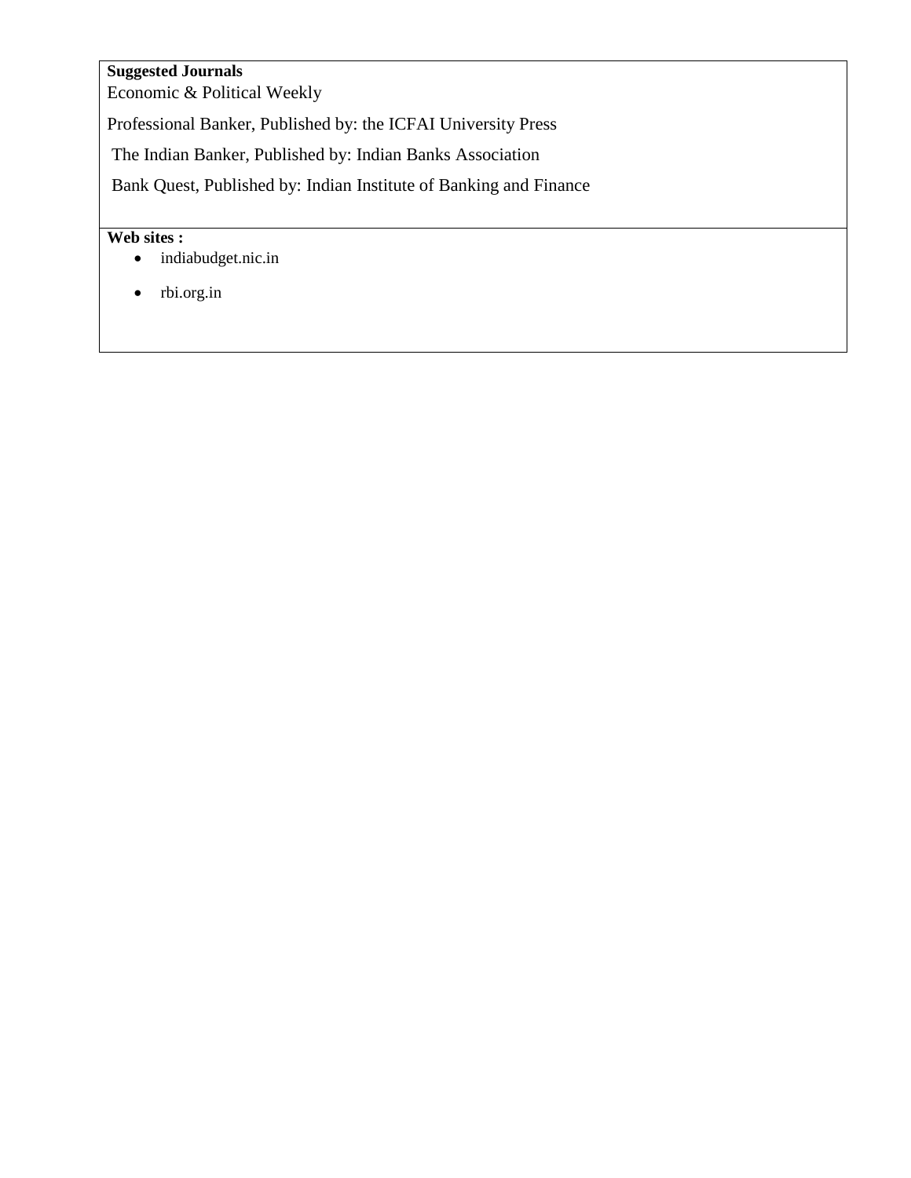**Suggested Journals**

Economic & Political Weekly

Professional Banker, Published by: the ICFAI University Press

The Indian Banker, Published by: Indian Banks Association

Bank Quest, Published by: Indian Institute of Banking and Finance

**Web sites :**

- indiabudget.nic.in
- rbi.org.in